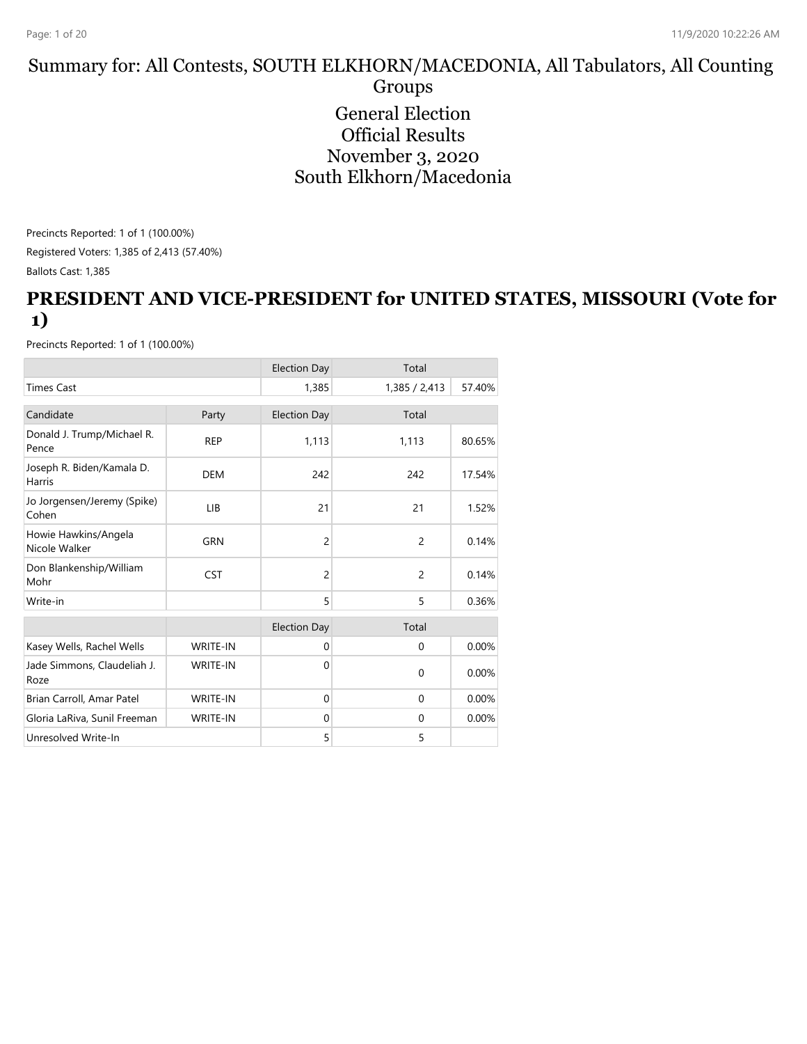# Summary for: All Contests, SOUTH ELKHORN/MACEDONIA, All Tabulators, All Counting Groups

General Election
Official Results
November 3, 2020
South Elkhorn/Macedonia

Precincts Reported: 1 of 1 (100.00%)

Registered Voters: 1,385 of 2,413 (57.40%)

Ballots Cast: 1,385

## PRESIDENT AND VICE-PRESIDENT for UNITED STATES, MISSOURI (Vote for 1)

Precincts Reported: 1 of 1 (100.00%)

| | | Election Day | Total | |
|---|---|---|---|---|
| Times Cast | | 1,385 | 1,385 / 2,413 | 57.40% |

| Candidate | Party | Election Day | Total | |
|---|---|---|---|---|
| Donald J. Trump/Michael R. Pence | REP | 1,113 | 1,113 | 80.65% |
| Joseph R. Biden/Kamala D. Harris | DEM | 242 | 242 | 17.54% |
| Jo Jorgensen/Jeremy (Spike) Cohen | LIB | 21 | 21 | 1.52% |
| Howie Hawkins/Angela Nicole Walker | GRN | 2 | 2 | 0.14% |
| Don Blankenship/William Mohr | CST | 2 | 2 | 0.14% |
| Write-in | | 5 | 5 | 0.36% |

| | | Election Day | Total | |
|---|---|---|---|---|
| Kasey Wells, Rachel Wells | WRITE-IN | 0 | 0 | 0.00% |
| Jade Simmons, Claudeliah J. Roze | WRITE-IN | 0 | 0 | 0.00% |
| Brian Carroll, Amar Patel | WRITE-IN | 0 | 0 | 0.00% |
| Gloria LaRiva, Sunil Freeman | WRITE-IN | 0 | 0 | 0.00% |
| Unresolved Write-In | | 5 | 5 | |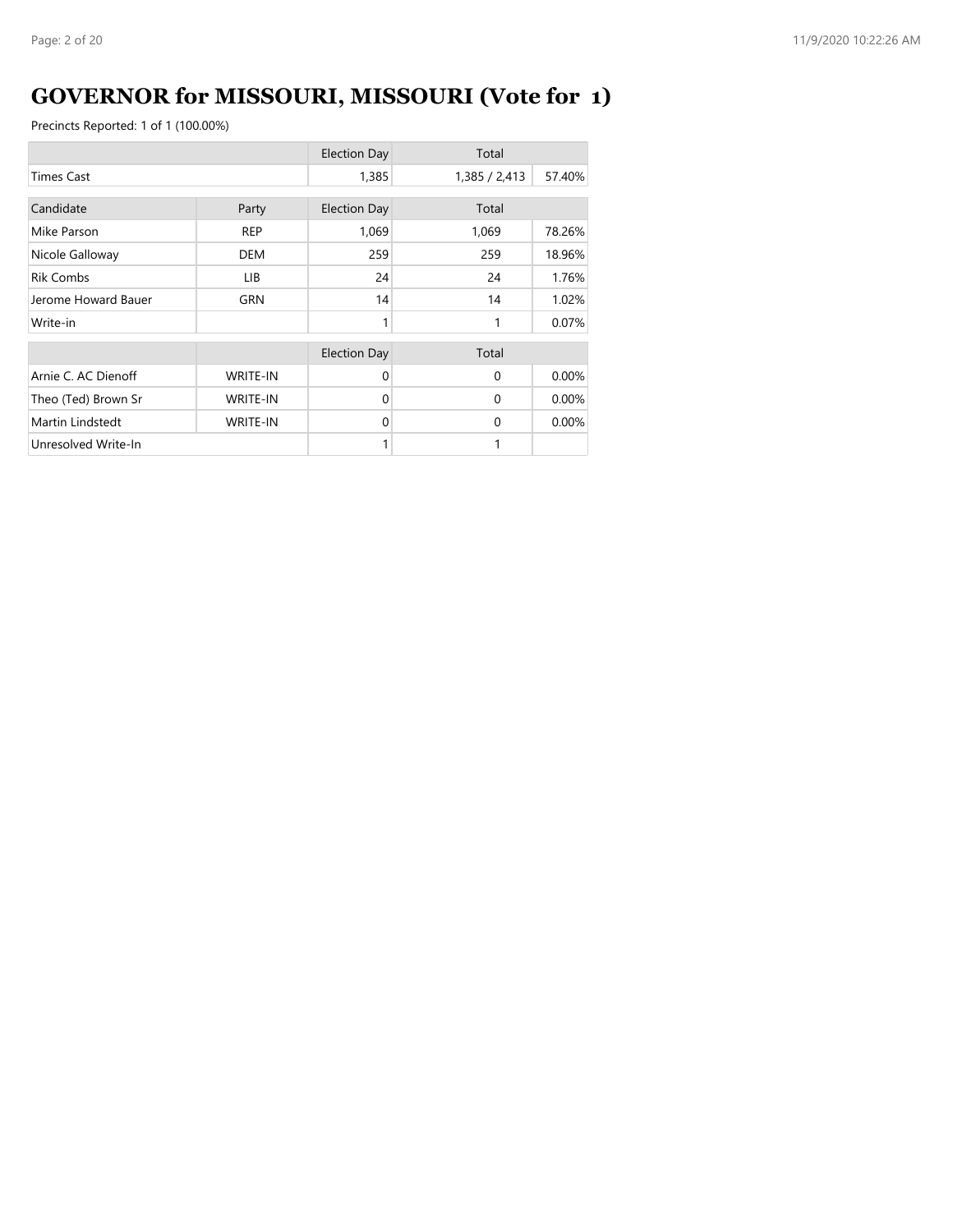# GOVERNOR for MISSOURI, MISSOURI (Vote for 1)

Precincts Reported: 1 of 1 (100.00%)

| | | Election Day | Total | |
|---|---|---|---|---|
| Times Cast | | 1,385 | 1,385 / 2,413 | 57.40% |

| Candidate | Party | Election Day | Total | |
|---|---|---|---|---|
| Mike Parson | REP | 1,069 | 1,069 | 78.26% |
| Nicole Galloway | DEM | 259 | 259 | 18.96% |
| Rik Combs | LIB | 24 | 24 | 1.76% |
| Jerome Howard Bauer | GRN | 14 | 14 | 1.02% |
| Write-in | | 1 | 1 | 0.07% |

| | | Election Day | Total | |
|---|---|---|---|---|
| Arnie C. AC Dienoff | WRITE-IN | 0 | 0 | 0.00% |
| Theo (Ted) Brown Sr | WRITE-IN | 0 | 0 | 0.00% |
| Martin Lindstedt | WRITE-IN | 0 | 0 | 0.00% |
| Unresolved Write-In | | 1 | 1 | |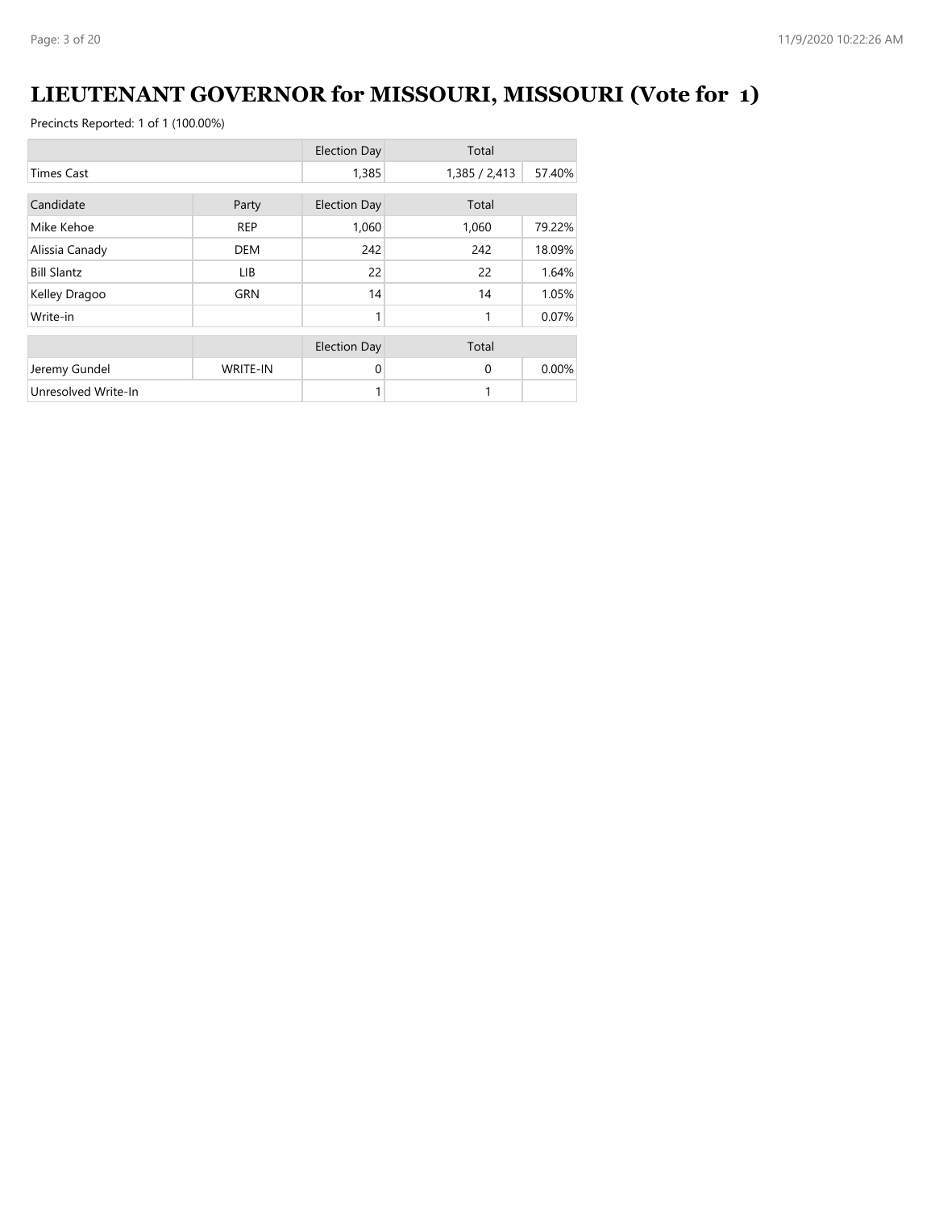# LIEUTENANT GOVERNOR for MISSOURI, MISSOURI (Vote for 1)

Precincts Reported: 1 of 1 (100.00%)

| | Election Day | Total | |
|---|---|---|---|
| Times Cast | 1,385 | 1,385 / 2,413 | 57.40% |

| Candidate | Party | Election Day | Total | |
|---|---|---|---|---|
| Mike Kehoe | REP | 1,060 | 1,060 | 79.22% |
| Alissia Canady | DEM | 242 | 242 | 18.09% |
| Bill Slantz | LIB | 22 | 22 | 1.64% |
| Kelley Dragoo | GRN | 14 | 14 | 1.05% |
| Write-in | | 1 | 1 | 0.07% |

| | | Election Day | Total | |
|---|---|---|---|---|
| Jeremy Gundel | WRITE-IN | 0 | 0 | 0.00% |
| Unresolved Write-In | | 1 | 1 | |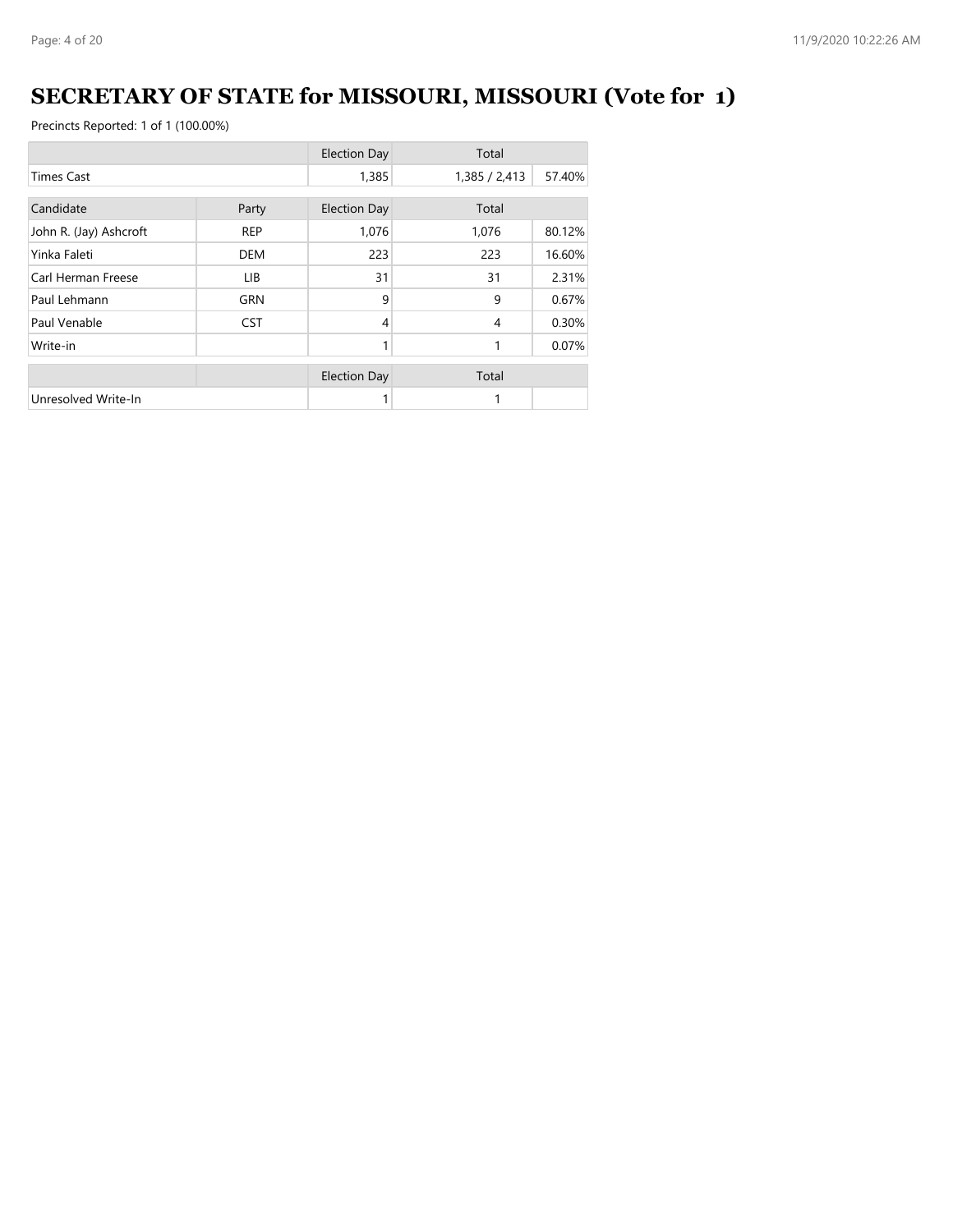# SECRETARY OF STATE for MISSOURI, MISSOURI (Vote for 1)

Precincts Reported: 1 of 1 (100.00%)

| | | Election Day | Total | |
|---|---|---|---|---|
| Times Cast | | 1,385 | 1,385 / 2,413 | 57.40% |

| Candidate | Party | Election Day | Total | |
|---|---|---|---|---|
| John R. (Jay) Ashcroft | REP | 1,076 | 1,076 | 80.12% |
| Yinka Faleti | DEM | 223 | 223 | 16.60% |
| Carl Herman Freese | LIB | 31 | 31 | 2.31% |
| Paul Lehmann | GRN | 9 | 9 | 0.67% |
| Paul Venable | CST | 4 | 4 | 0.30% |
| Write-in | | 1 | 1 | 0.07% |

| | | Election Day | Total | |
|---|---|---|---|---|
| Unresolved Write-In | | 1 | 1 | |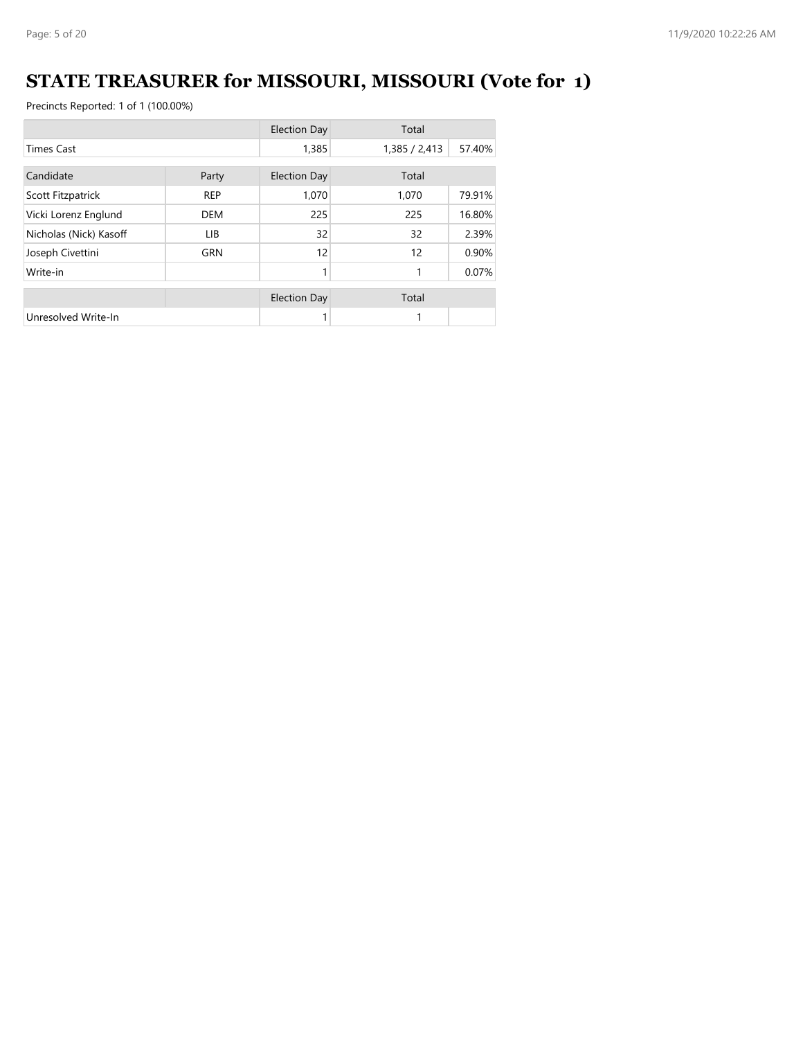# STATE TREASURER for MISSOURI, MISSOURI (Vote for 1)

Precincts Reported: 1 of 1 (100.00%)

| | Election Day | Total | |
|---|---|---|---|
| Times Cast | 1,385 | 1,385 / 2,413 | 57.40% |

| Candidate | Party | Election Day | Total | |
|---|---|---|---|---|
| Scott Fitzpatrick | REP | 1,070 | 1,070 | 79.91% |
| Vicki Lorenz Englund | DEM | 225 | 225 | 16.80% |
| Nicholas (Nick) Kasoff | LIB | 32 | 32 | 2.39% |
| Joseph Civettini | GRN | 12 | 12 | 0.90% |
| Write-in | | 1 | 1 | 0.07% |

| | Election Day | Total | |
|---|---|---|---|
| Unresolved Write-In | 1 | 1 | |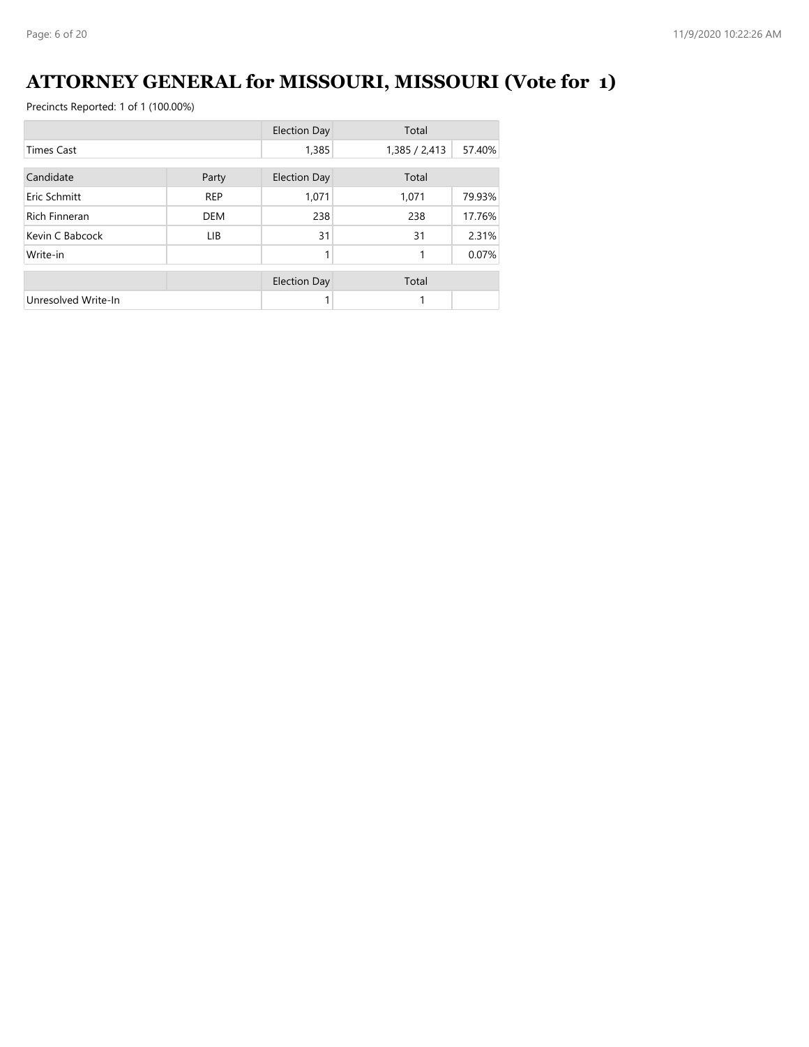# ATTORNEY GENERAL for MISSOURI, MISSOURI (Vote for 1)

Precincts Reported: 1 of 1 (100.00%)

| | | Election Day | Total | |
|---|---|---|---|---|
| Times Cast | | 1,385 | 1,385 / 2,413 | 57.40% |

| Candidate | Party | Election Day | Total | |
|---|---|---|---|---|
| Eric Schmitt | REP | 1,071 | 1,071 | 79.93% |
| Rich Finneran | DEM | 238 | 238 | 17.76% |
| Kevin C Babcock | LIB | 31 | 31 | 2.31% |
| Write-in | | 1 | 1 | 0.07% |

| | | Election Day | Total | |
|---|---|---|---|---|
| Unresolved Write-In | | 1 | 1 | |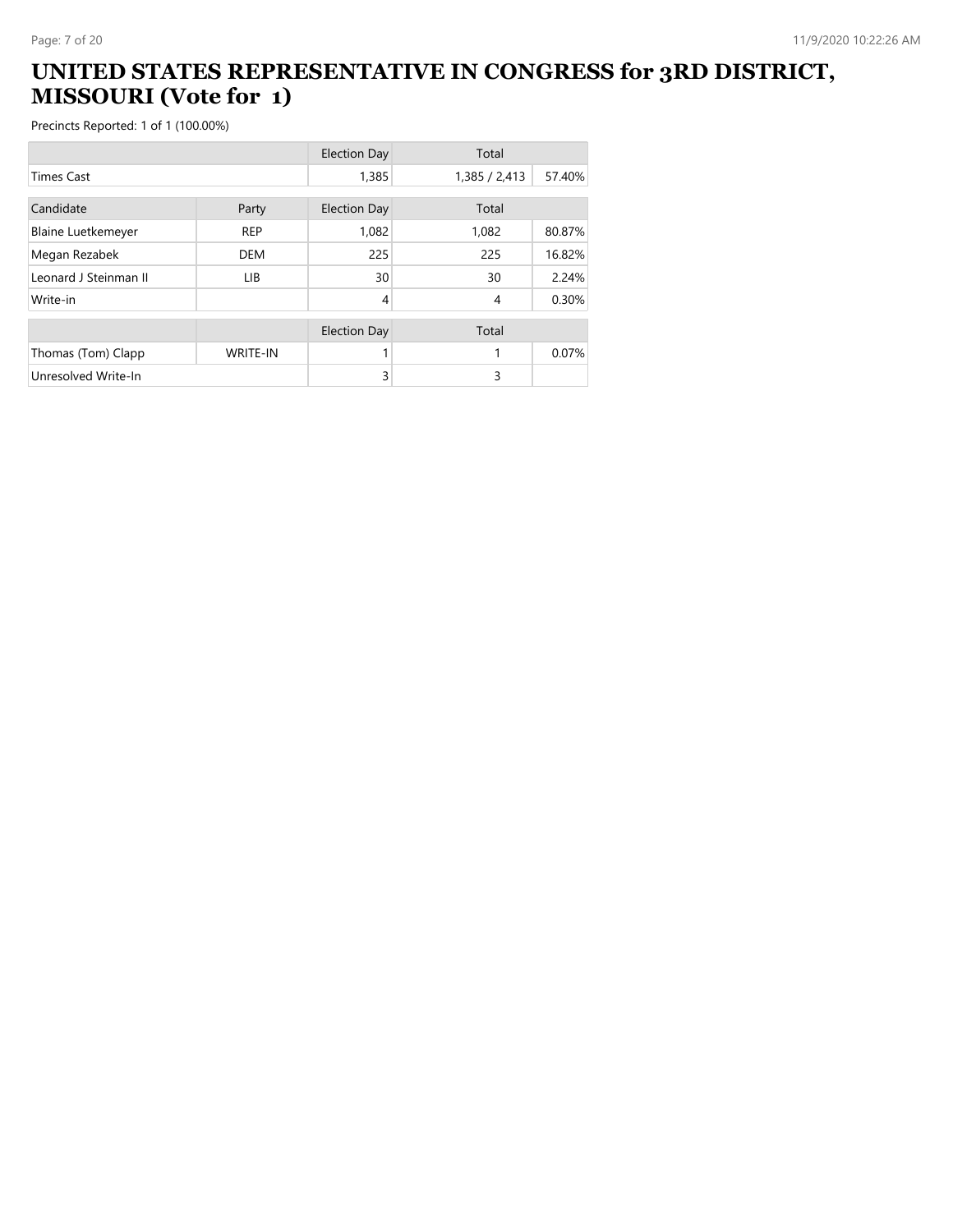# UNITED STATES REPRESENTATIVE IN CONGRESS for 3RD DISTRICT, MISSOURI (Vote for 1)

Precincts Reported: 1 of 1 (100.00%)

| | | Election Day | Total | |
|---|---|---|---|---|
| Times Cast | | 1,385 | 1,385 / 2,413 | 57.40% |

| Candidate | Party | Election Day | Total | |
|---|---|---|---|---|
| Blaine Luetkemeyer | REP | 1,082 | 1,082 | 80.87% |
| Megan Rezabek | DEM | 225 | 225 | 16.82% |
| Leonard J Steinman II | LIB | 30 | 30 | 2.24% |
| Write-in | | 4 | 4 | 0.30% |

| | | Election Day | Total | |
|---|---|---|---|---|
| Thomas (Tom) Clapp | WRITE-IN | 1 | 1 | 0.07% |
| Unresolved Write-In | | 3 | 3 | |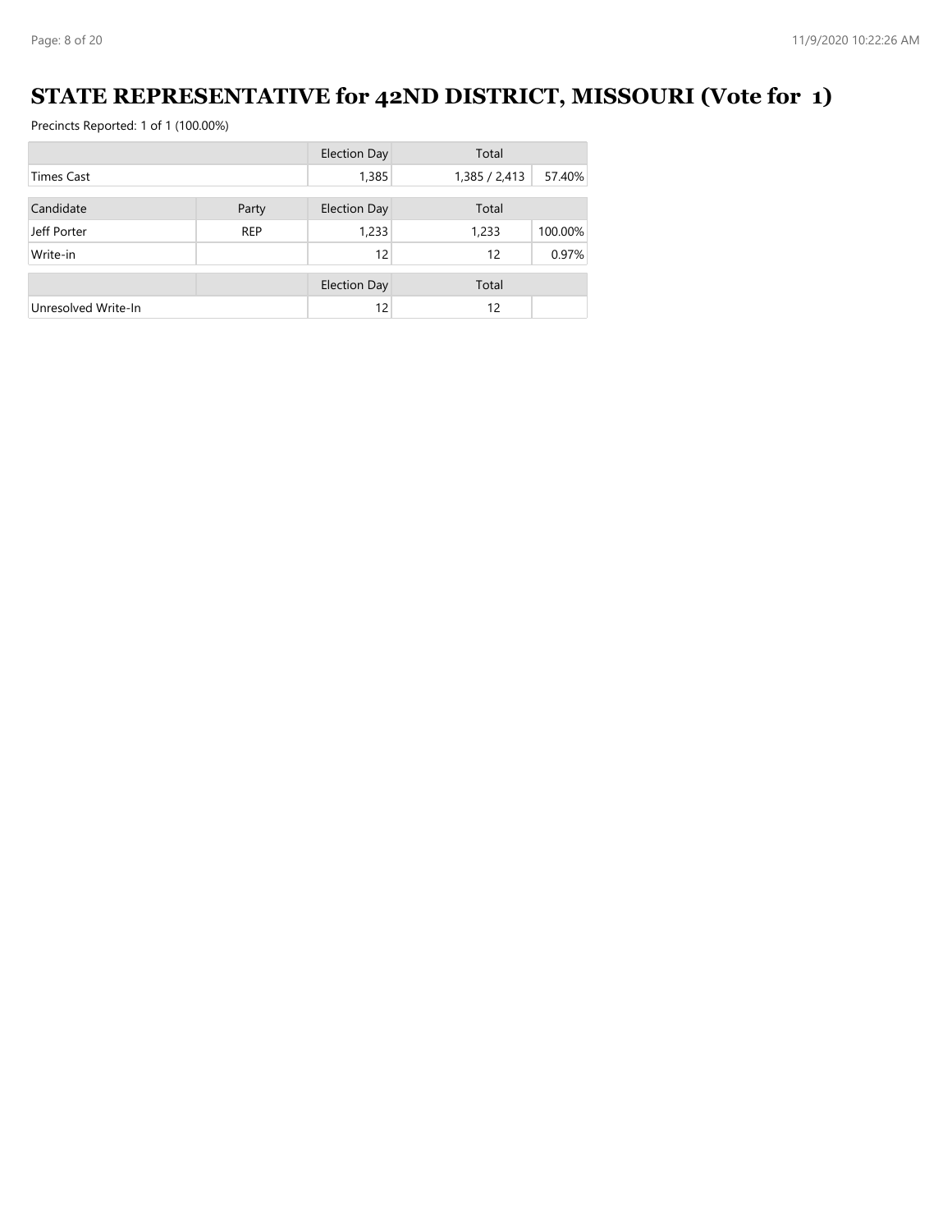# STATE REPRESENTATIVE for 42ND DISTRICT, MISSOURI (Vote for 1)

Precincts Reported: 1 of 1 (100.00%)

| | | Election Day | Total | |
|---|---|---|---|---|
| Times Cast | | 1,385 | 1,385 / 2,413 | 57.40% |

| Candidate | Party | Election Day | Total | |
|---|---|---|---|---|
| Jeff Porter | REP | 1,233 | 1,233 | 100.00% |
| Write-in | | 12 | 12 | 0.97% |

| | | Election Day | Total | |
|---|---|---|---|---|
| Unresolved Write-In | | 12 | 12 | |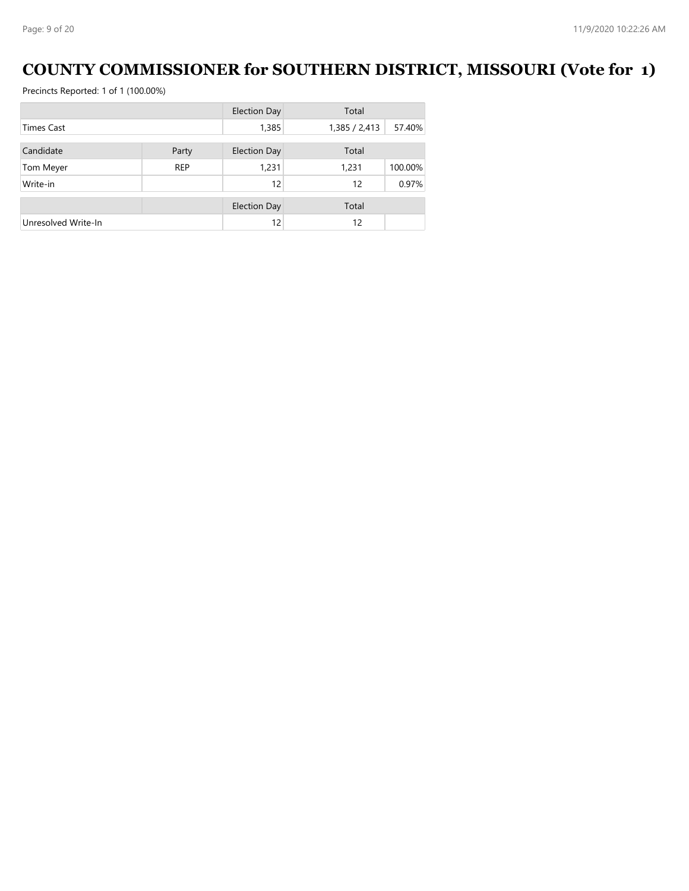# COUNTY COMMISSIONER for SOUTHERN DISTRICT, MISSOURI (Vote for 1)

Precincts Reported: 1 of 1 (100.00%)

| | | Election Day | Total | |
|---|---|---|---|---|
| Times Cast | | 1,385 | 1,385 / 2,413 | 57.40% |

| Candidate | Party | Election Day | Total | |
|---|---|---|---|---|
| Tom Meyer | REP | 1,231 | 1,231 | 100.00% |
| Write-in | | 12 | 12 | 0.97% |

| | | Election Day | Total | |
|---|---|---|---|---|
| Unresolved Write-In | | 12 | 12 | |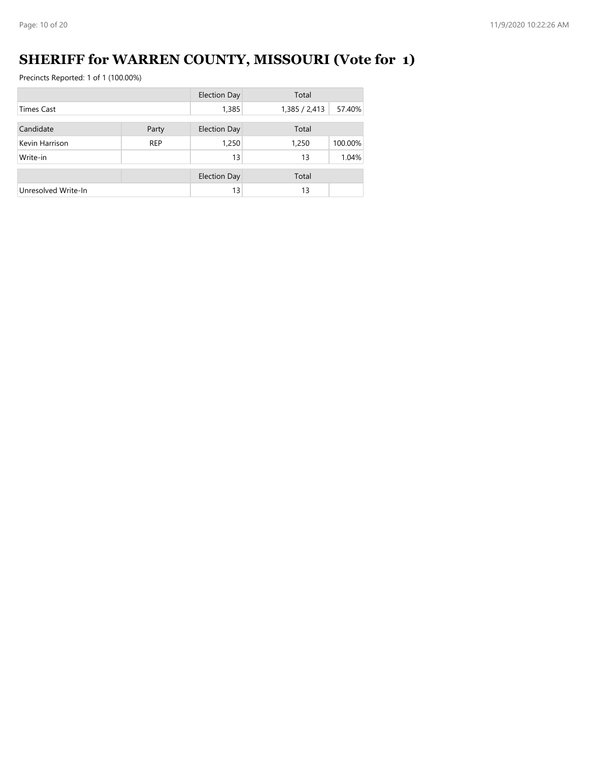# SHERIFF for WARREN COUNTY, MISSOURI (Vote for 1)

Precincts Reported: 1 of 1 (100.00%)

| | | Election Day | Total | |
|---|---|---|---|---|
| Times Cast | | 1,385 | 1,385 / 2,413 | 57.40% |

| Candidate | Party | Election Day | Total | |
|---|---|---|---|---|
| Kevin Harrison | REP | 1,250 | 1,250 | 100.00% |
| Write-in | | 13 | 13 | 1.04% |

| | | Election Day | Total | |
|---|---|---|---|---|
| Unresolved Write-In | | 13 | 13 | |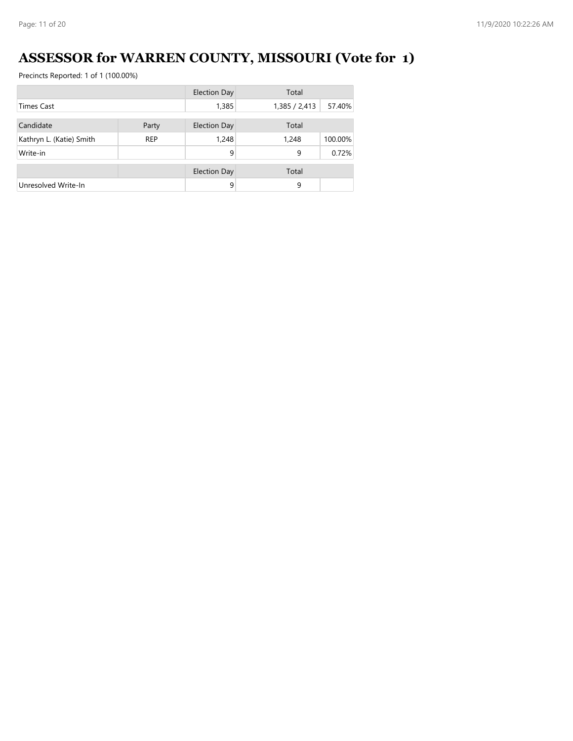# ASSESSOR for WARREN COUNTY, MISSOURI (Vote for 1)

Precincts Reported: 1 of 1 (100.00%)

| | | Election Day | Total | |
|---|---|---|---|---|
| Times Cast | | 1,385 | 1,385 / 2,413 | 57.40% |

| Candidate | Party | Election Day | Total | |
|---|---|---|---|---|
| Kathryn L. (Katie) Smith | REP | 1,248 | 1,248 | 100.00% |
| Write-in | | 9 | 9 | 0.72% |

| | | Election Day | Total | |
|---|---|---|---|---|
| Unresolved Write-In | | 9 | 9 | |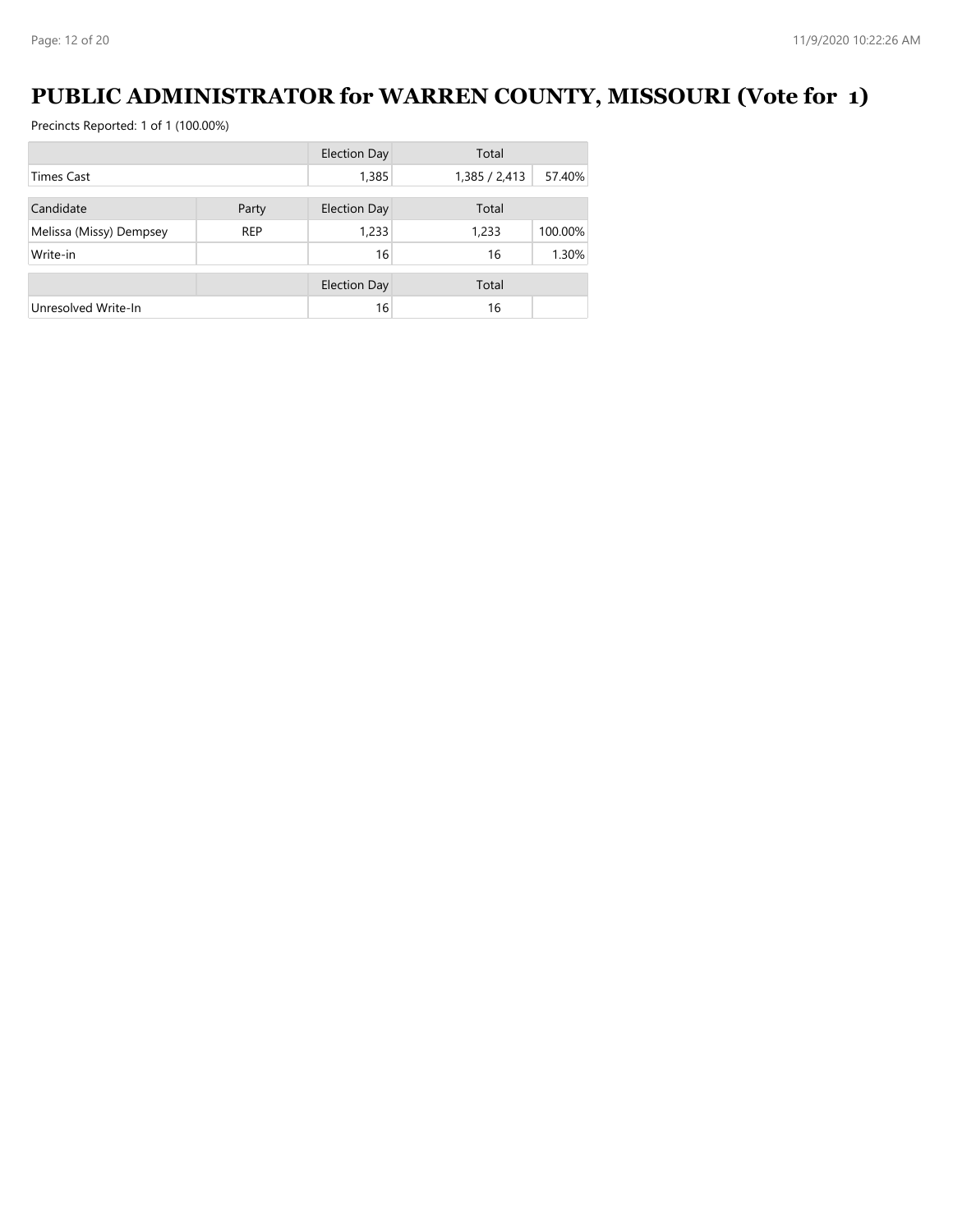# PUBLIC ADMINISTRATOR for WARREN COUNTY, MISSOURI (Vote for 1)

Precincts Reported: 1 of 1 (100.00%)

| | | Election Day | Total | |
|---|---|---|---|---|
| Times Cast | | 1,385 | 1,385 / 2,413 | 57.40% |

| Candidate | Party | Election Day | Total | |
|---|---|---|---|---|
| Melissa (Missy) Dempsey | REP | 1,233 | 1,233 | 100.00% |
| Write-in | | 16 | 16 | 1.30% |

| | | Election Day | Total | |
|---|---|---|---|---|
| Unresolved Write-In | | 16 | 16 | |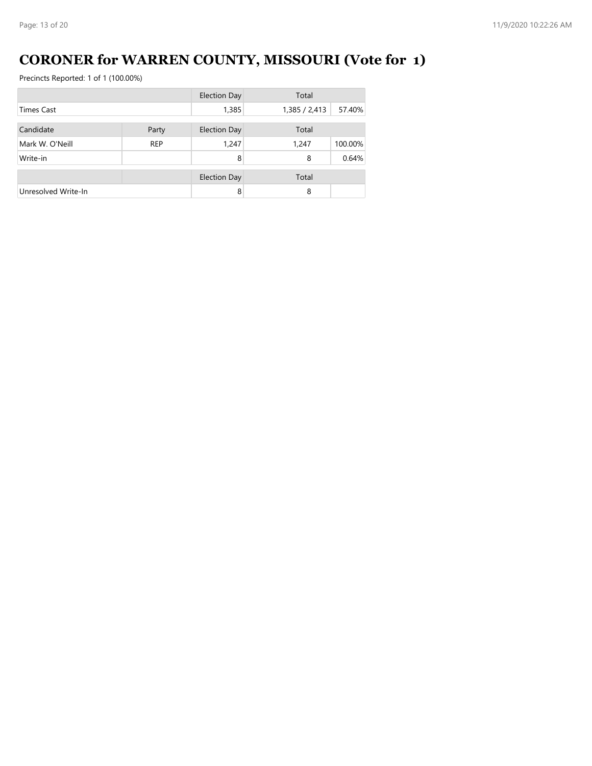# CORONER for WARREN COUNTY, MISSOURI (Vote for 1)

Precincts Reported: 1 of 1 (100.00%)

| | | Election Day | Total | |
|---|---|---|---|---|
| Times Cast | | 1,385 | 1,385 / 2,413 | 57.40% |

| Candidate | Party | Election Day | Total | |
|---|---|---|---|---|
| Mark W. O'Neill | REP | 1,247 | 1,247 | 100.00% |
| Write-in | | 8 | 8 | 0.64% |

| | | Election Day | Total | |
|---|---|---|---|---|
| Unresolved Write-In | | 8 | 8 | |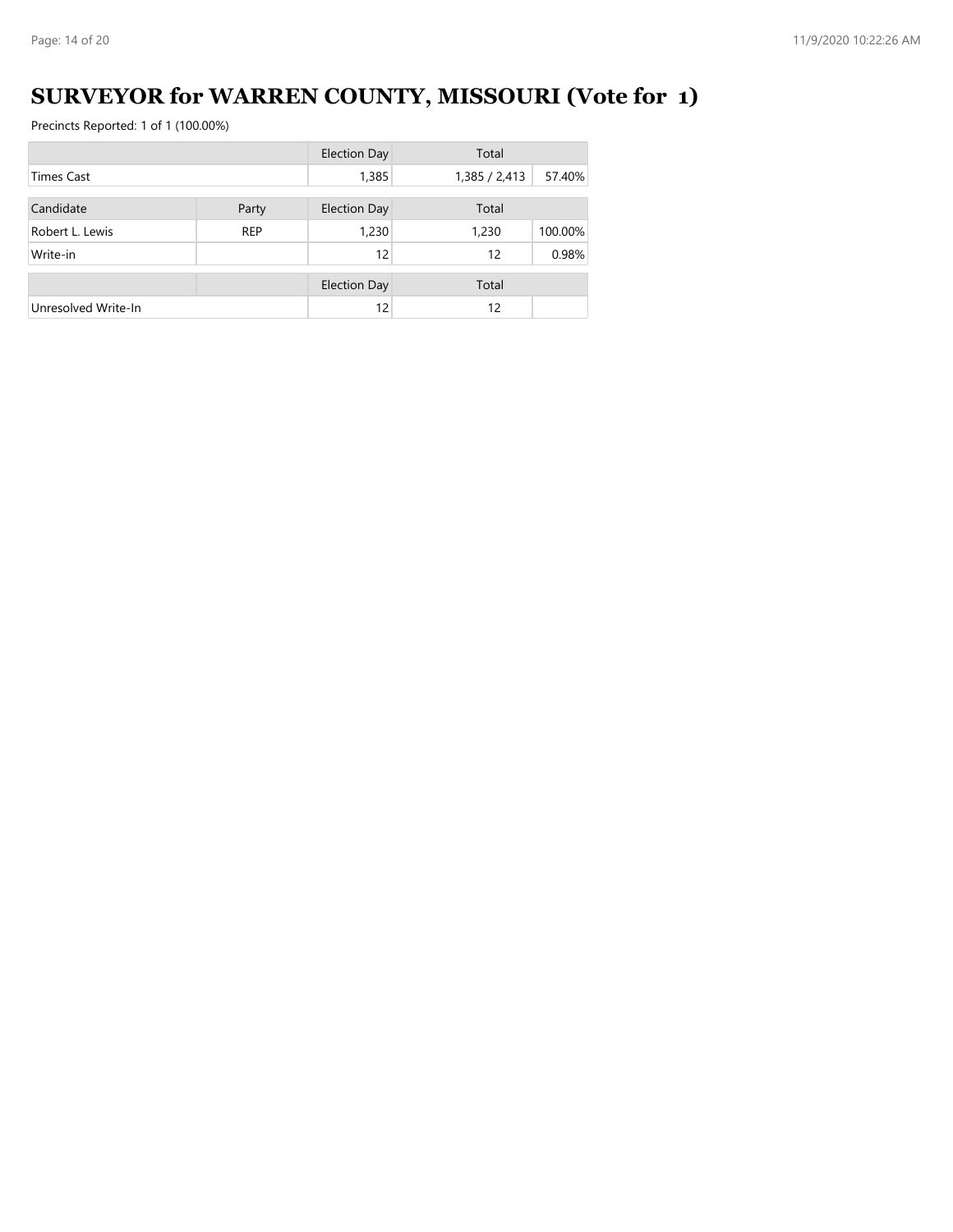# SURVEYOR for WARREN COUNTY, MISSOURI (Vote for 1)

Precincts Reported: 1 of 1 (100.00%)

| | | Election Day | Total | |
|---|---|---|---|---|
| Times Cast | | 1,385 | 1,385 / 2,413 | 57.40% |

| Candidate | Party | Election Day | Total | |
|---|---|---|---|---|
| Robert L. Lewis | REP | 1,230 | 1,230 | 100.00% |
| Write-in | | 12 | 12 | 0.98% |

| | | Election Day | Total | |
|---|---|---|---|---|
| Unresolved Write-In | | 12 | 12 | |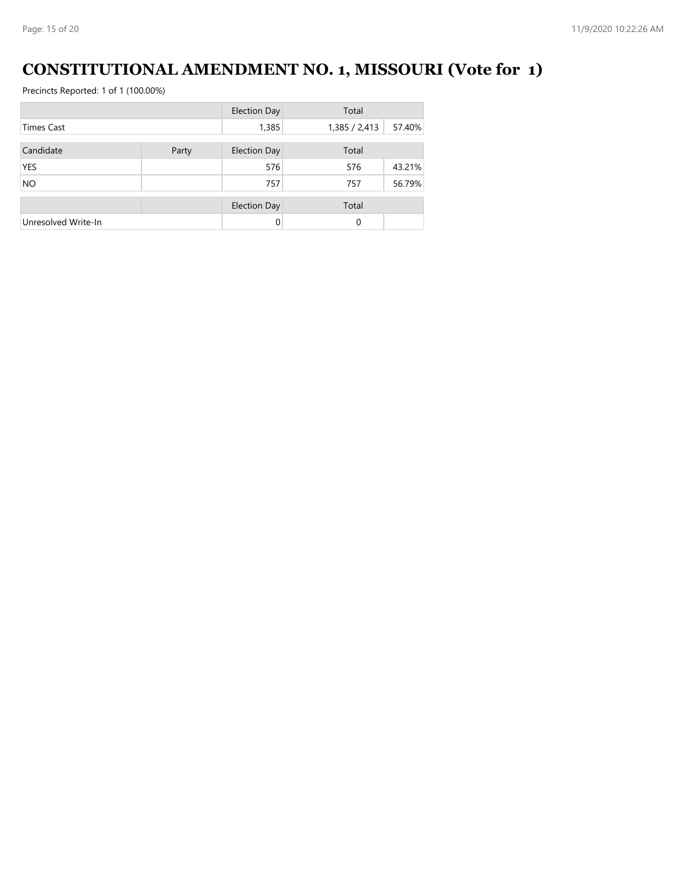# CONSTITUTIONAL AMENDMENT NO. 1, MISSOURI (Vote for 1)

Precincts Reported: 1 of 1 (100.00%)

| | | Election Day | Total | |
|---|---|---|---|---|
| Times Cast | | 1,385 | 1,385 / 2,413 | 57.40% |

| Candidate | Party | Election Day | Total | |
|---|---|---|---|---|
| YES | | 576 | 576 | 43.21% |
| NO | | 757 | 757 | 56.79% |

| | | Election Day | Total | |
|---|---|---|---|---|
| Unresolved Write-In | | 0 | 0 | |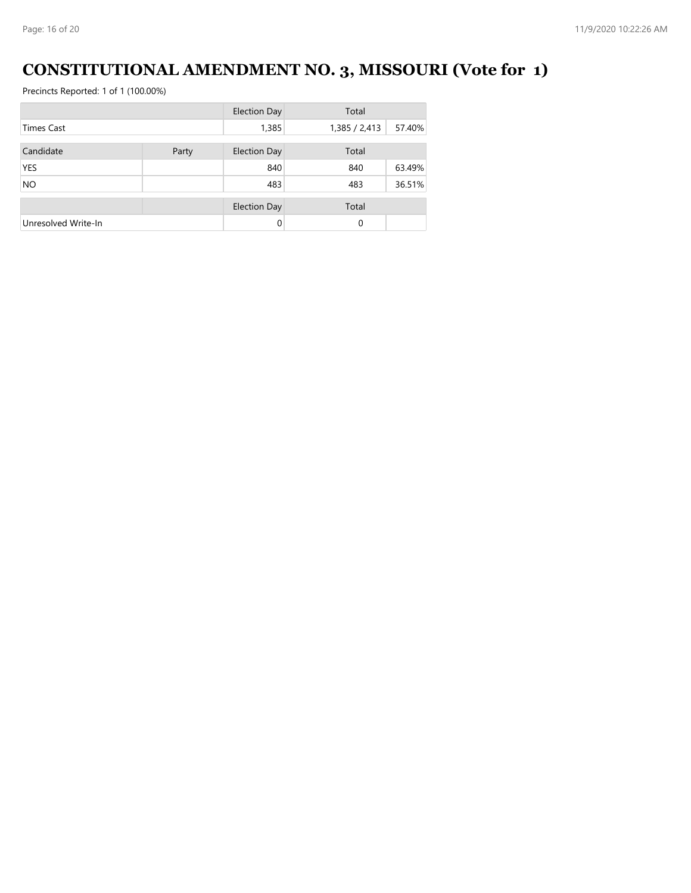# CONSTITUTIONAL AMENDMENT NO. 3, MISSOURI (Vote for 1)

Precincts Reported: 1 of 1 (100.00%)

| | | Election Day | Total | |
|---|---|---|---|---|
| Times Cast | | 1,385 | 1,385 / 2,413 | 57.40% |

| Candidate | Party | Election Day | Total | |
|---|---|---|---|---|
| YES | | 840 | 840 | 63.49% |
| NO | | 483 | 483 | 36.51% |

| | | Election Day | Total | |
|---|---|---|---|---|
| Unresolved Write-In | | 0 | 0 | |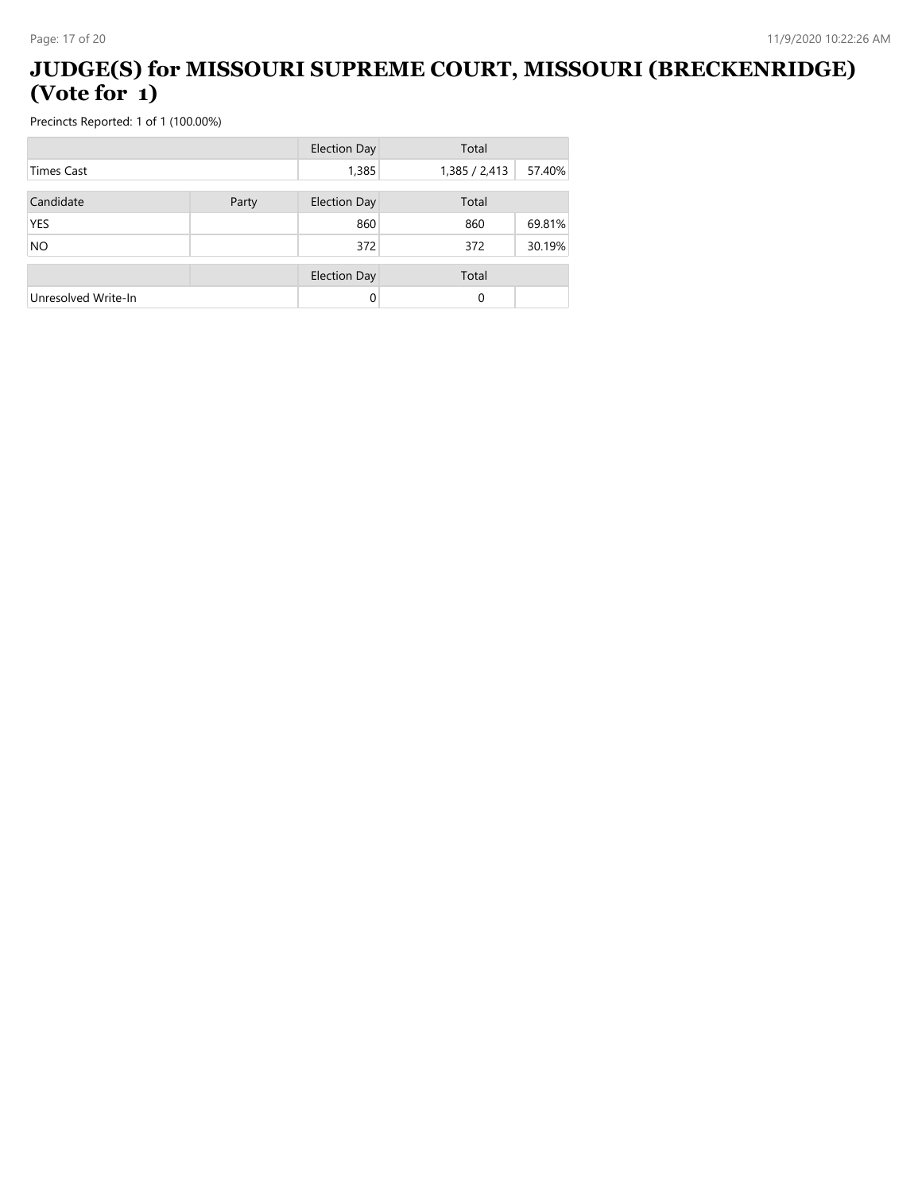# JUDGE(S) for MISSOURI SUPREME COURT, MISSOURI (BRECKENRIDGE) (Vote for 1)

Precincts Reported: 1 of 1 (100.00%)

| | | Election Day | Total | |
|---|---|---|---|---|
| Times Cast | | 1,385 | 1,385 / 2,413 | 57.40% |

| Candidate | Party | Election Day | Total | |
|---|---|---|---|---|
| YES | | 860 | 860 | 69.81% |
| NO | | 372 | 372 | 30.19% |

| | | Election Day | Total | |
|---|---|---|---|---|
| Unresolved Write-In | | 0 | 0 | |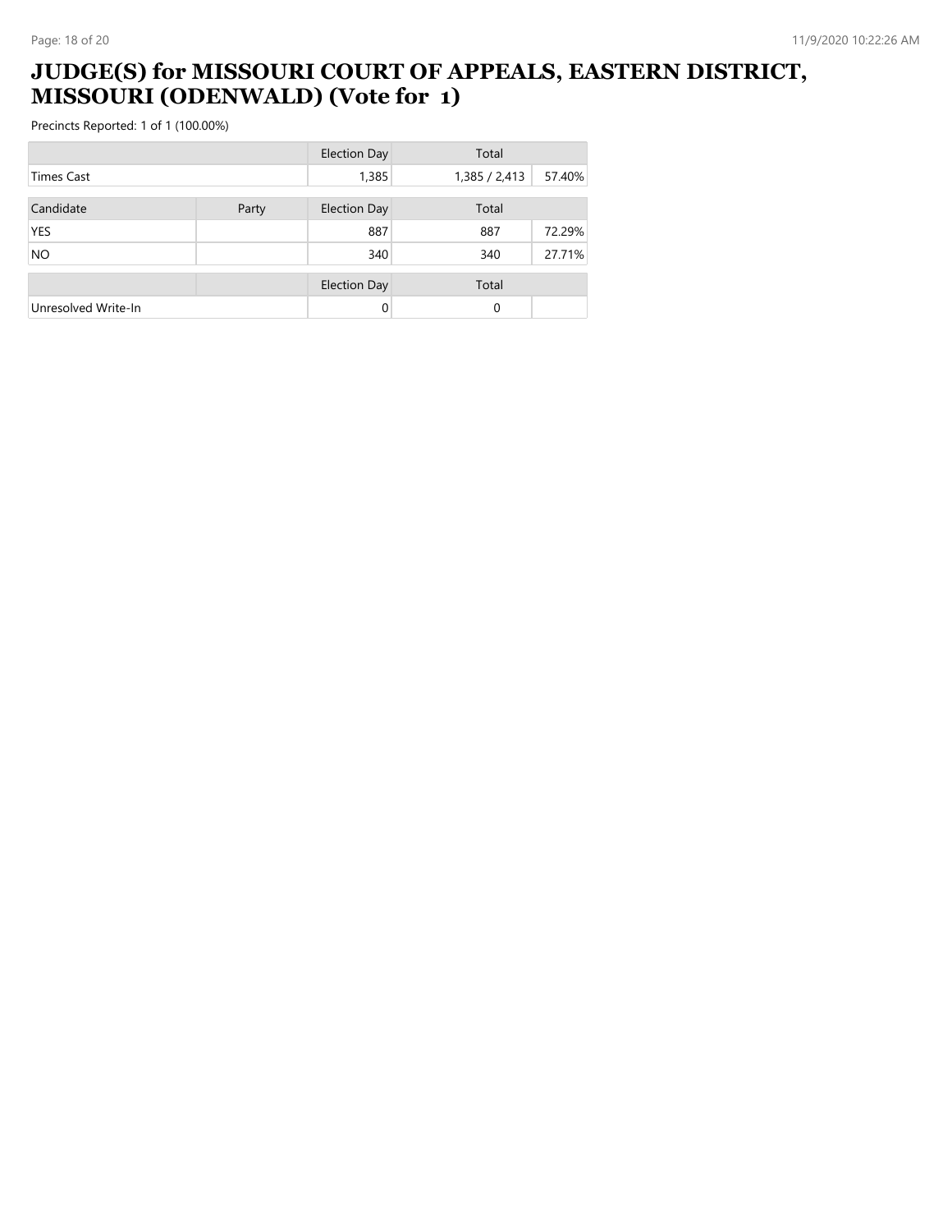# JUDGE(S) for MISSOURI COURT OF APPEALS, EASTERN DISTRICT, MISSOURI (ODENWALD) (Vote for 1)

Precincts Reported: 1 of 1 (100.00%)

| | | Election Day | Total | |
|---|---|---|---|---|
| Times Cast | | 1,385 | 1,385 / 2,413 | 57.40% |

| Candidate | Party | Election Day | Total | |
|---|---|---|---|---|
| YES | | 887 | 887 | 72.29% |
| NO | | 340 | 340 | 27.71% |

| | | Election Day | Total | |
|---|---|---|---|---|
| Unresolved Write-In | | 0 | 0 | |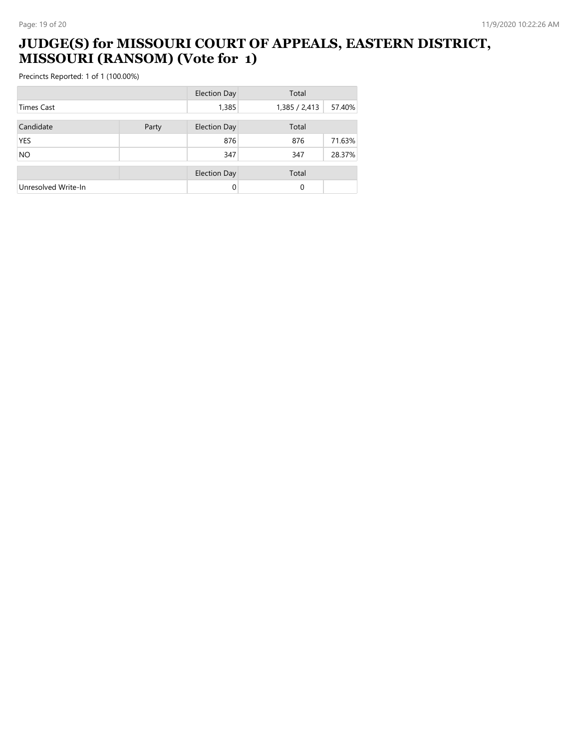# JUDGE(S) for MISSOURI COURT OF APPEALS, EASTERN DISTRICT, MISSOURI (RANSOM) (Vote for 1)

Precincts Reported: 1 of 1 (100.00%)

| | | Election Day | Total | |
|---|---|---|---|---|
| Times Cast | | 1,385 | 1,385 / 2,413 | 57.40% |

| Candidate | Party | Election Day | Total | |
|---|---|---|---|---|
| YES | | 876 | 876 | 71.63% |
| NO | | 347 | 347 | 28.37% |

| | | Election Day | Total | |
|---|---|---|---|---|
| Unresolved Write-In | | 0 | 0 | |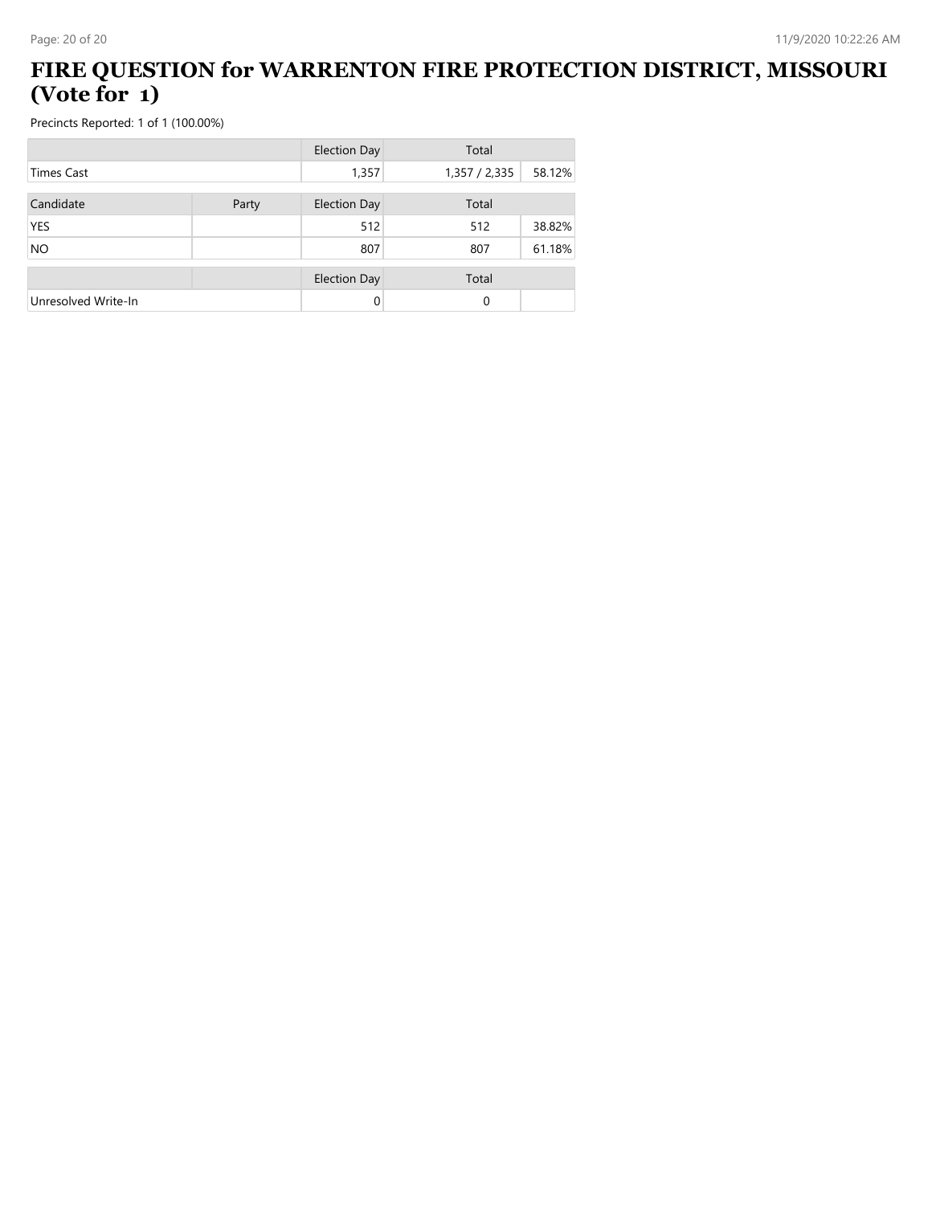# FIRE QUESTION for WARRENTON FIRE PROTECTION DISTRICT, MISSOURI (Vote for 1)

Precincts Reported: 1 of 1 (100.00%)

| | | Election Day | Total | |
|---|---|---|---|---|
| Times Cast | | 1,357 | 1,357 / 2,335 | 58.12% |
| **Candidate** | **Party** | **Election Day** | **Total** | |
| YES | | 512 | 512 | 38.82% |
| NO | | 807 | 807 | 61.18% |
| | | **Election Day** | **Total** | |
| Unresolved Write-In | | 0 | 0 | |